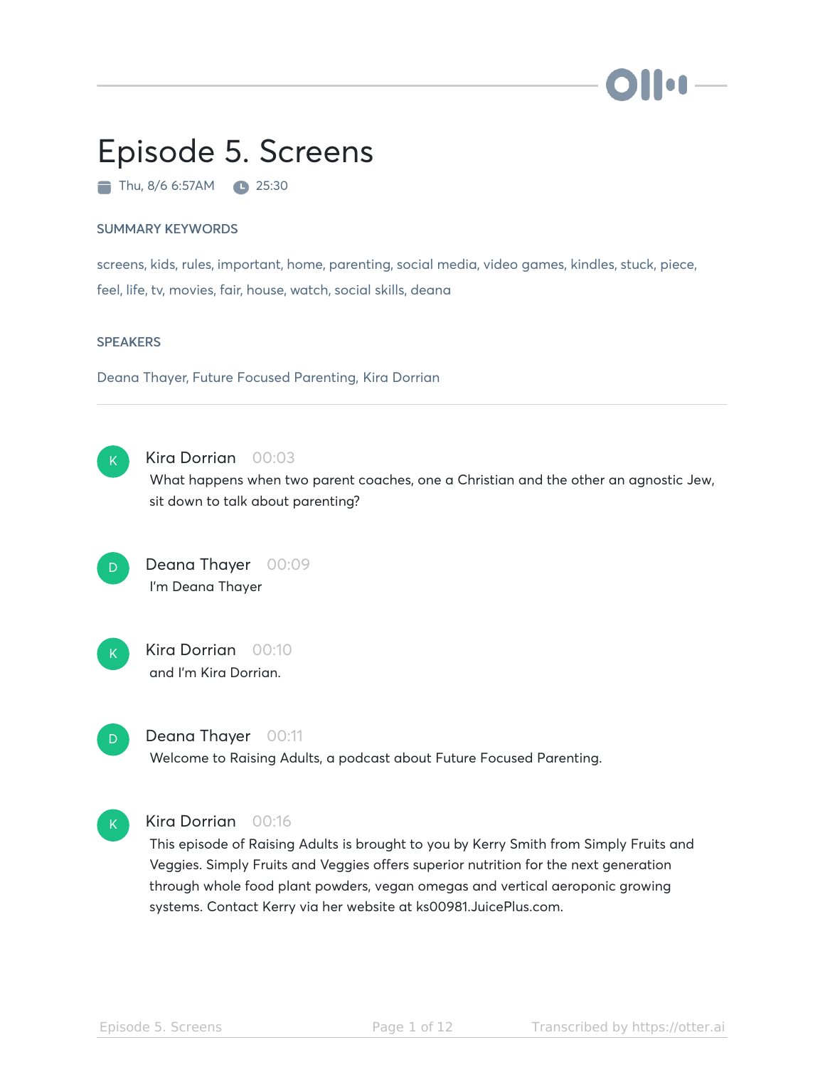# Episode 5. Screens

Thu, 8/6 6:57AM 25:30

## SUMMARY KEYWORDS

screens, kids, rules, important, home, parenting, social media, video games, kindles, stuck, piece, feel, life, tv, movies, fair, house, watch, social skills, deana

## SPEAKERS

Deana Thayer, Future Focused Parenting, Kira Dorrian

---

**Kira Dorrian** 00:03
What happens when two parent coaches, one a Christian and the other an agnostic Jew, sit down to talk about parenting?

**Deana Thayer** 00:09
I'm Deana Thayer

**Kira Dorrian** 00:10
and I'm Kira Dorrian.

**Deana Thayer** 00:11
Welcome to Raising Adults, a podcast about Future Focused Parenting.

**Kira Dorrian** 00:16
This episode of Raising Adults is brought to you by Kerry Smith from Simply Fruits and Veggies. Simply Fruits and Veggies offers superior nutrition for the next generation through whole food plant powders, vegan omegas and vertical aeroponic growing systems. Contact Kerry via her website at ks00981.JuicePlus.com.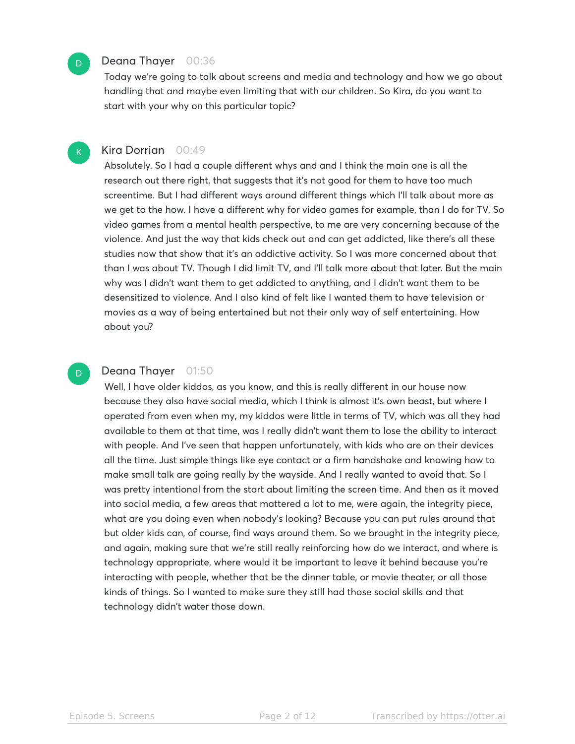**Deana Thayer** 00:36

Today we're going to talk about screens and media and technology and how we go about handling that and maybe even limiting that with our children. So Kira, do you want to start with your why on this particular topic?

**Kira Dorrian** 00:49

Absolutely. So I had a couple different whys and and I think the main one is all the research out there right, that suggests that it's not good for them to have too much screentime. But I had different ways around different things which I'll talk about more as we get to the how. I have a different why for video games for example, than I do for TV. So video games from a mental health perspective, to me are very concerning because of the violence. And just the way that kids check out and can get addicted, like there's all these studies now that show that it's an addictive activity. So I was more concerned about that than I was about TV. Though I did limit TV, and I'll talk more about that later. But the main why was I didn't want them to get addicted to anything, and I didn't want them to be desensitized to violence. And I also kind of felt like I wanted them to have television or movies as a way of being entertained but not their only way of self entertaining. How about you?

**Deana Thayer** 01:50

Well, I have older kiddos, as you know, and this is really different in our house now because they also have social media, which I think is almost it's own beast, but where I operated from even when my, my kiddos were little in terms of TV, which was all they had available to them at that time, was I really didn't want them to lose the ability to interact with people. And I've seen that happen unfortunately, with kids who are on their devices all the time. Just simple things like eye contact or a firm handshake and knowing how to make small talk are going really by the wayside. And I really wanted to avoid that. So I was pretty intentional from the start about limiting the screen time. And then as it moved into social media, a few areas that mattered a lot to me, were again, the integrity piece, what are you doing even when nobody's looking? Because you can put rules around that but older kids can, of course, find ways around them. So we brought in the integrity piece, and again, making sure that we're still really reinforcing how do we interact, and where is technology appropriate, where would it be important to leave it behind because you're interacting with people, whether that be the dinner table, or movie theater, or all those kinds of things. So I wanted to make sure they still had those social skills and that technology didn't water those down.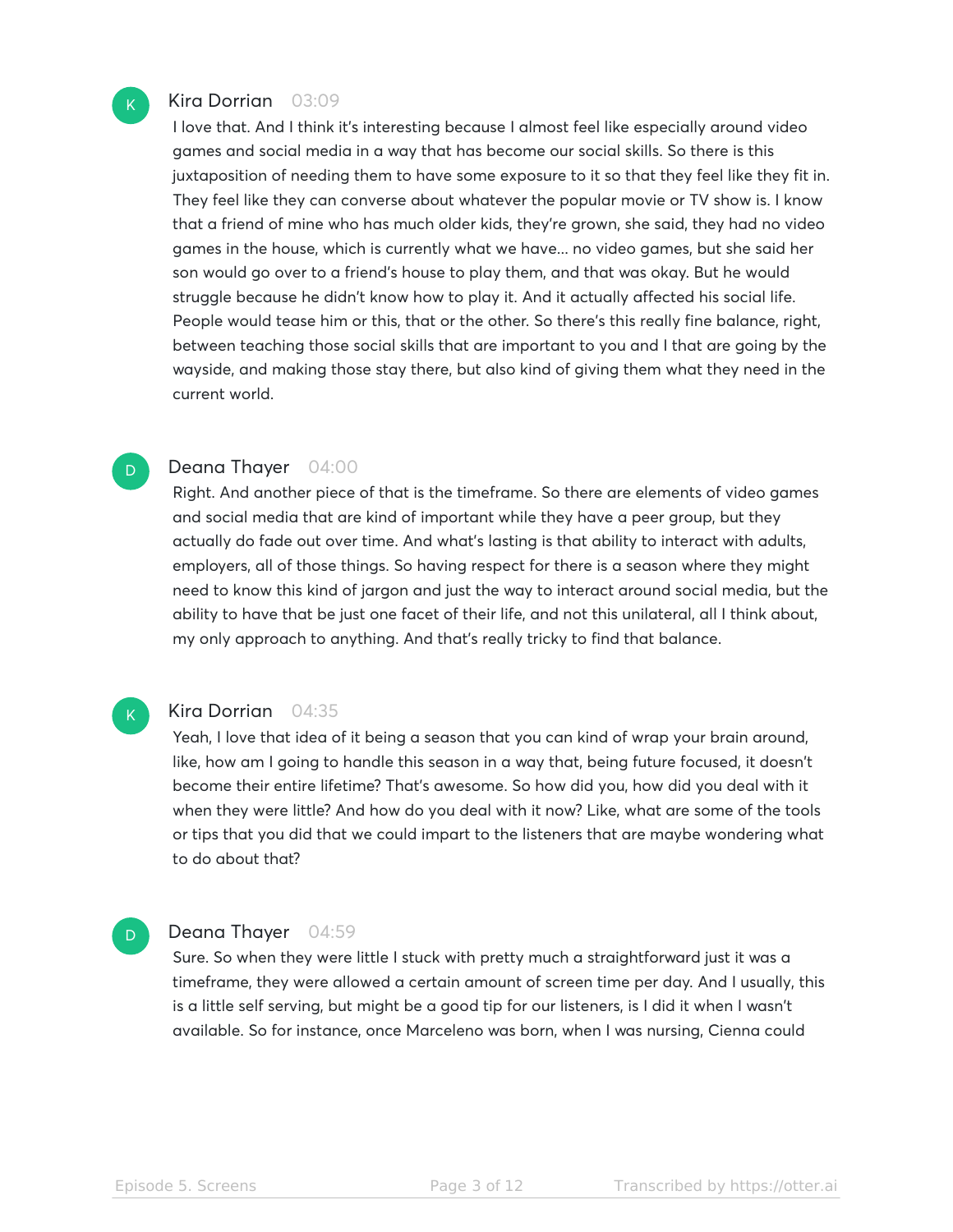**Kira Dorrian** 03:09

I love that. And I think it's interesting because I almost feel like especially around video games and social media in a way that has become our social skills. So there is this juxtaposition of needing them to have some exposure to it so that they feel like they fit in. They feel like they can converse about whatever the popular movie or TV show is. I know that a friend of mine who has much older kids, they're grown, she said, they had no video games in the house, which is currently what we have... no video games, but she said her son would go over to a friend's house to play them, and that was okay. But he would struggle because he didn't know how to play it. And it actually affected his social life. People would tease him or this, that or the other. So there's this really fine balance, right, between teaching those social skills that are important to you and I that are going by the wayside, and making those stay there, but also kind of giving them what they need in the current world.

**Deana Thayer** 04:00

Right. And another piece of that is the timeframe. So there are elements of video games and social media that are kind of important while they have a peer group, but they actually do fade out over time. And what's lasting is that ability to interact with adults, employers, all of those things. So having respect for there is a season where they might need to know this kind of jargon and just the way to interact around social media, but the ability to have that be just one facet of their life, and not this unilateral, all I think about, my only approach to anything. And that's really tricky to find that balance.

**Kira Dorrian** 04:35

Yeah, I love that idea of it being a season that you can kind of wrap your brain around, like, how am I going to handle this season in a way that, being future focused, it doesn't become their entire lifetime? That's awesome. So how did you, how did you deal with it when they were little? And how do you deal with it now? Like, what are some of the tools or tips that you did that we could impart to the listeners that are maybe wondering what to do about that?

**Deana Thayer** 04:59

Sure. So when they were little I stuck with pretty much a straightforward just it was a timeframe, they were allowed a certain amount of screen time per day. And I usually, this is a little self serving, but might be a good tip for our listeners, is I did it when I wasn't available. So for instance, once Marceleno was born, when I was nursing, Cienna could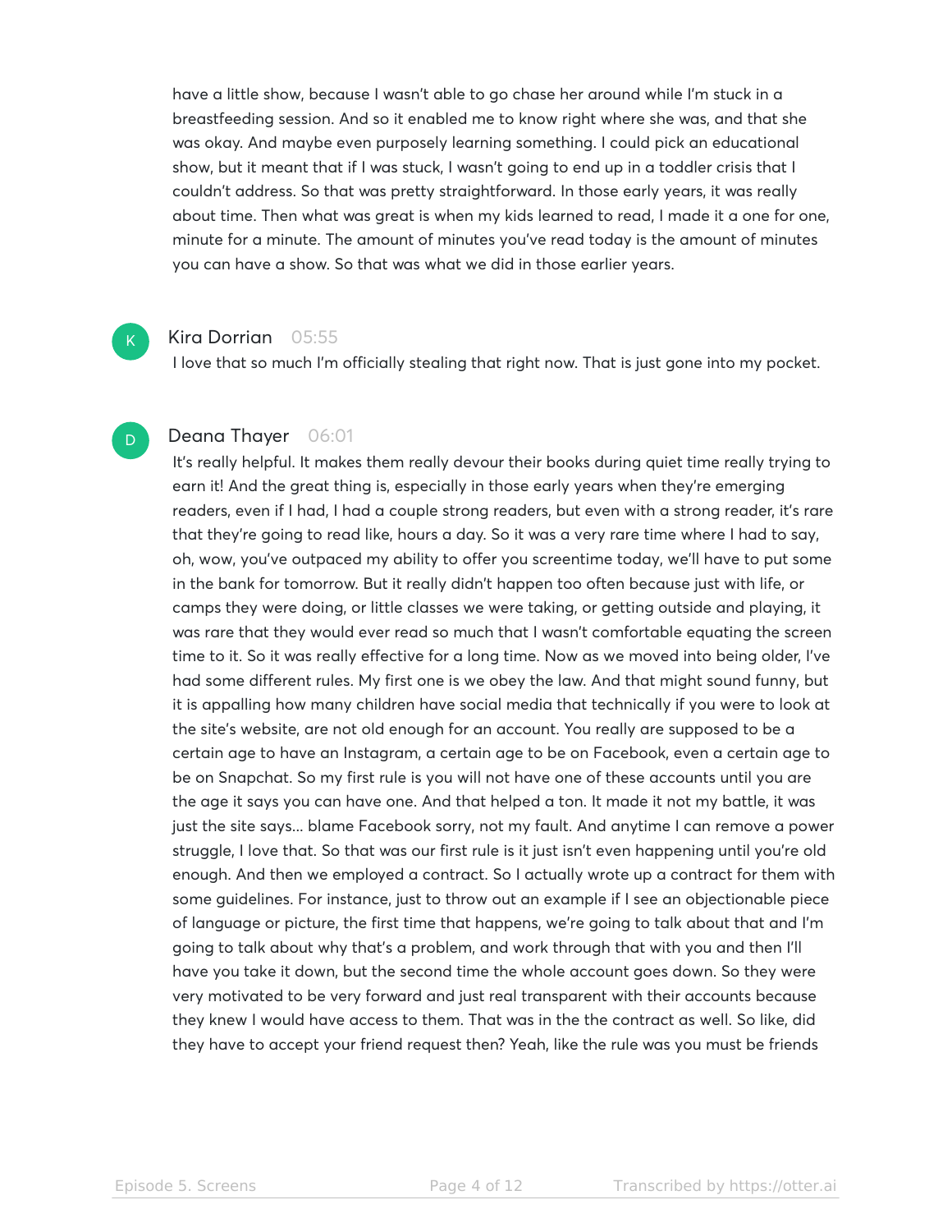have a little show, because I wasn't able to go chase her around while I'm stuck in a breastfeeding session. And so it enabled me to know right where she was, and that she was okay. And maybe even purposely learning something. I could pick an educational show, but it meant that if I was stuck, I wasn't going to end up in a toddler crisis that I couldn't address. So that was pretty straightforward. In those early years, it was really about time. Then what was great is when my kids learned to read, I made it a one for one, minute for a minute. The amount of minutes you've read today is the amount of minutes you can have a show. So that was what we did in those earlier years.

**Kira Dorrian** 05:55

I love that so much I'm officially stealing that right now. That is just gone into my pocket.

**Deana Thayer** 06:01

It's really helpful. It makes them really devour their books during quiet time really trying to earn it! And the great thing is, especially in those early years when they're emerging readers, even if I had, I had a couple strong readers, but even with a strong reader, it's rare that they're going to read like, hours a day. So it was a very rare time where I had to say, oh, wow, you've outpaced my ability to offer you screentime today, we'll have to put some in the bank for tomorrow. But it really didn't happen too often because just with life, or camps they were doing, or little classes we were taking, or getting outside and playing, it was rare that they would ever read so much that I wasn't comfortable equating the screen time to it. So it was really effective for a long time. Now as we moved into being older, I've had some different rules. My first one is we obey the law. And that might sound funny, but it is appalling how many children have social media that technically if you were to look at the site's website, are not old enough for an account. You really are supposed to be a certain age to have an Instagram, a certain age to be on Facebook, even a certain age to be on Snapchat. So my first rule is you will not have one of these accounts until you are the age it says you can have one. And that helped a ton. It made it not my battle, it was just the site says... blame Facebook sorry, not my fault. And anytime I can remove a power struggle, I love that. So that was our first rule is it just isn't even happening until you're old enough. And then we employed a contract. So I actually wrote up a contract for them with some guidelines. For instance, just to throw out an example if I see an objectionable piece of language or picture, the first time that happens, we're going to talk about that and I'm going to talk about why that's a problem, and work through that with you and then I'll have you take it down, but the second time the whole account goes down. So they were very motivated to be very forward and just real transparent with their accounts because they knew I would have access to them. That was in the the contract as well. So like, did they have to accept your friend request then? Yeah, like the rule was you must be friends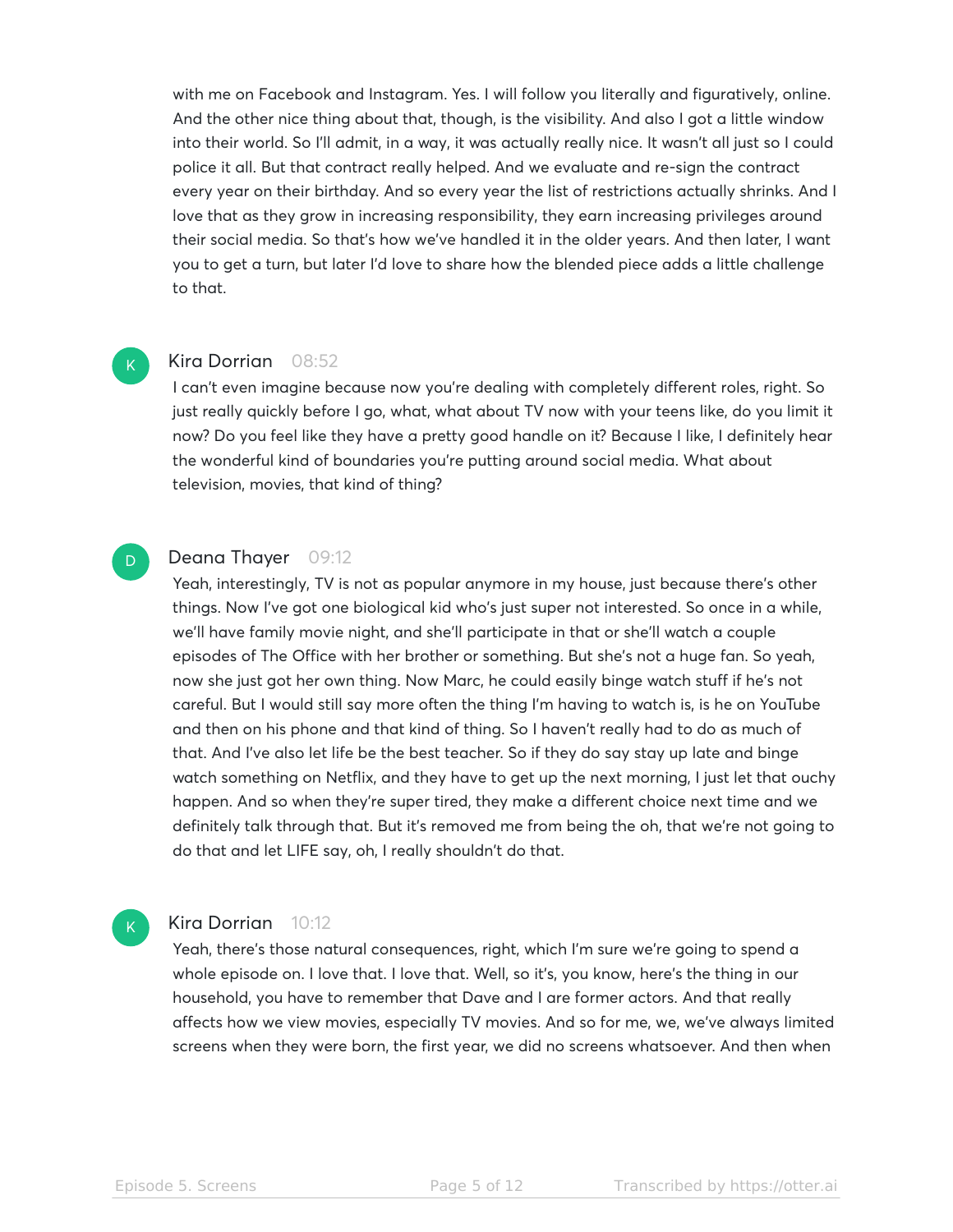with me on Facebook and Instagram. Yes. I will follow you literally and figuratively, online. And the other nice thing about that, though, is the visibility. And also I got a little window into their world. So I'll admit, in a way, it was actually really nice. It wasn't all just so I could police it all. But that contract really helped. And we evaluate and re-sign the contract every year on their birthday. And so every year the list of restrictions actually shrinks. And I love that as they grow in increasing responsibility, they earn increasing privileges around their social media. So that's how we've handled it in the older years. And then later, I want you to get a turn, but later I'd love to share how the blended piece adds a little challenge to that.

**Kira Dorrian** 08:52

I can't even imagine because now you're dealing with completely different roles, right. So just really quickly before I go, what, what about TV now with your teens like, do you limit it now? Do you feel like they have a pretty good handle on it? Because I like, I definitely hear the wonderful kind of boundaries you're putting around social media. What about television, movies, that kind of thing?

**Deana Thayer** 09:12

Yeah, interestingly, TV is not as popular anymore in my house, just because there's other things. Now I've got one biological kid who's just super not interested. So once in a while, we'll have family movie night, and she'll participate in that or she'll watch a couple episodes of The Office with her brother or something. But she's not a huge fan. So yeah, now she just got her own thing. Now Marc, he could easily binge watch stuff if he's not careful. But I would still say more often the thing I'm having to watch is, is he on YouTube and then on his phone and that kind of thing. So I haven't really had to do as much of that. And I've also let life be the best teacher. So if they do say stay up late and binge watch something on Netflix, and they have to get up the next morning, I just let that ouchy happen. And so when they're super tired, they make a different choice next time and we definitely talk through that. But it's removed me from being the oh, that we're not going to do that and let LIFE say, oh, I really shouldn't do that.

**Kira Dorrian** 10:12

Yeah, there's those natural consequences, right, which I'm sure we're going to spend a whole episode on. I love that. I love that. Well, so it's, you know, here's the thing in our household, you have to remember that Dave and I are former actors. And that really affects how we view movies, especially TV movies. And so for me, we, we've always limited screens when they were born, the first year, we did no screens whatsoever. And then when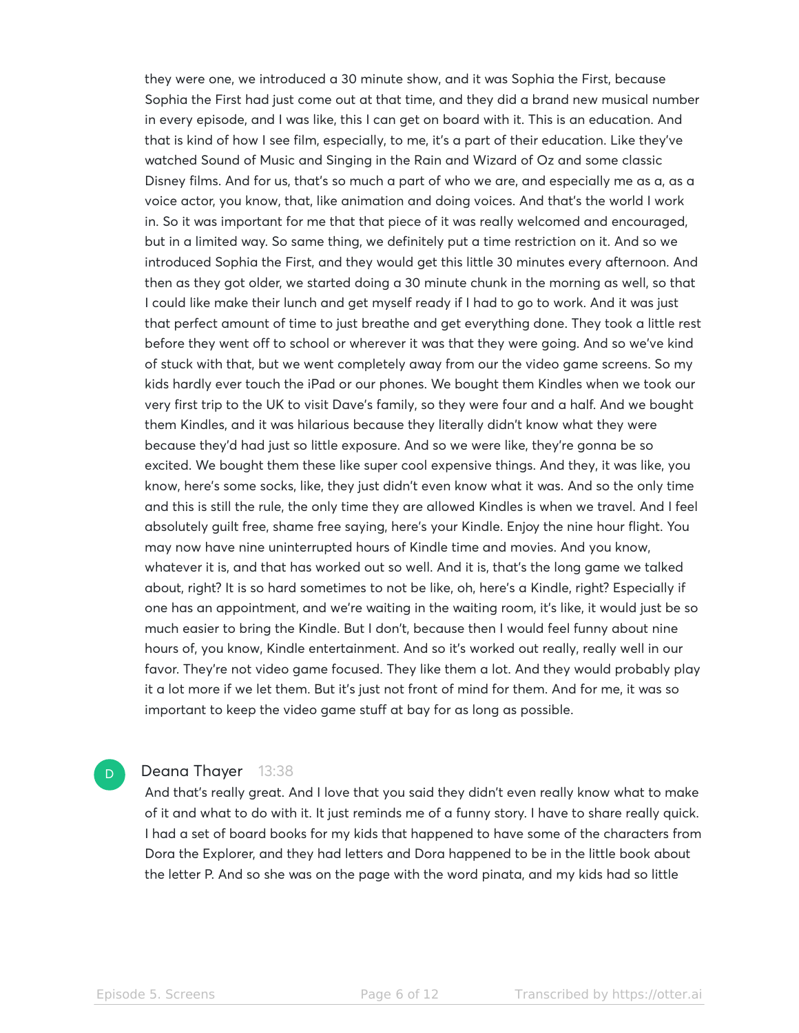they were one, we introduced a 30 minute show, and it was Sophia the First, because Sophia the First had just come out at that time, and they did a brand new musical number in every episode, and I was like, this I can get on board with it. This is an education. And that is kind of how I see film, especially, to me, it's a part of their education. Like they've watched Sound of Music and Singing in the Rain and Wizard of Oz and some classic Disney films. And for us, that's so much a part of who we are, and especially me as a, as a voice actor, you know, that, like animation and doing voices. And that's the world I work in. So it was important for me that that piece of it was really welcomed and encouraged, but in a limited way. So same thing, we definitely put a time restriction on it. And so we introduced Sophia the First, and they would get this little 30 minutes every afternoon. And then as they got older, we started doing a 30 minute chunk in the morning as well, so that I could like make their lunch and get myself ready if I had to go to work. And it was just that perfect amount of time to just breathe and get everything done. They took a little rest before they went off to school or wherever it was that they were going. And so we've kind of stuck with that, but we went completely away from our the video game screens. So my kids hardly ever touch the iPad or our phones. We bought them Kindles when we took our very first trip to the UK to visit Dave's family, so they were four and a half. And we bought them Kindles, and it was hilarious because they literally didn't know what they were because they'd had just so little exposure. And so we were like, they're gonna be so excited. We bought them these like super cool expensive things. And they, it was like, you know, here's some socks, like, they just didn't even know what it was. And so the only time and this is still the rule, the only time they are allowed Kindles is when we travel. And I feel absolutely guilt free, shame free saying, here's your Kindle. Enjoy the nine hour flight. You may now have nine uninterrupted hours of Kindle time and movies. And you know, whatever it is, and that has worked out so well. And it is, that's the long game we talked about, right? It is so hard sometimes to not be like, oh, here's a Kindle, right? Especially if one has an appointment, and we're waiting in the waiting room, it's like, it would just be so much easier to bring the Kindle. But I don't, because then I would feel funny about nine hours of, you know, Kindle entertainment. And so it's worked out really, really well in our favor. They're not video game focused. They like them a lot. And they would probably play it a lot more if we let them. But it's just not front of mind for them. And for me, it was so important to keep the video game stuff at bay for as long as possible.

**Deana Thayer** 13:38

And that's really great. And I love that you said they didn't even really know what to make of it and what to do with it. It just reminds me of a funny story. I have to share really quick. I had a set of board books for my kids that happened to have some of the characters from Dora the Explorer, and they had letters and Dora happened to be in the little book about the letter P. And so she was on the page with the word pinata, and my kids had so little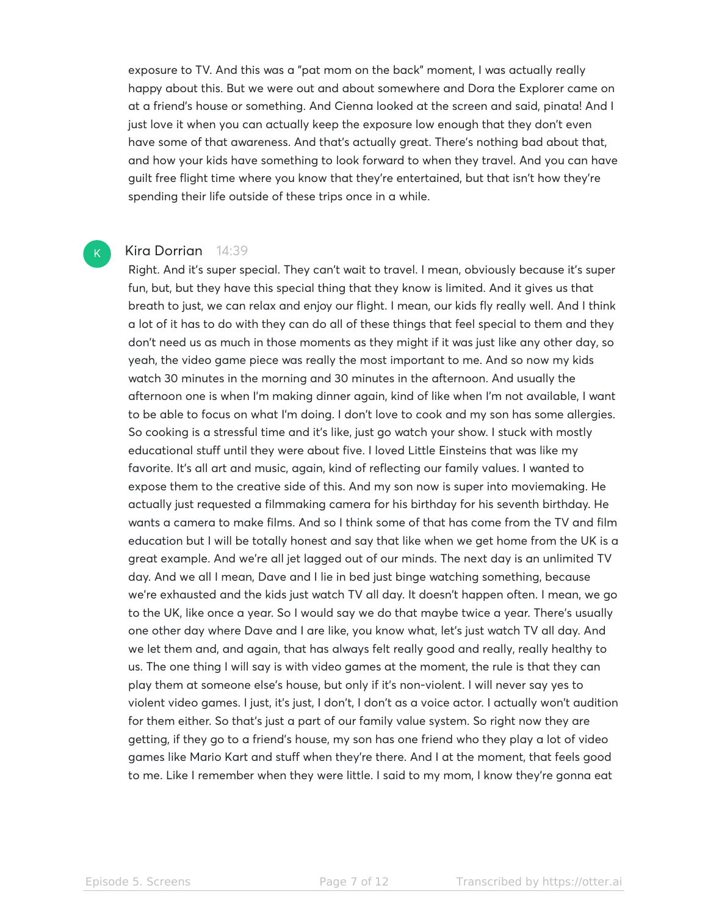exposure to TV. And this was a "pat mom on the back" moment, I was actually really happy about this. But we were out and about somewhere and Dora the Explorer came on at a friend's house or something. And Cienna looked at the screen and said, pinata! And I just love it when you can actually keep the exposure low enough that they don't even have some of that awareness. And that's actually great. There's nothing bad about that, and how your kids have something to look forward to when they travel. And you can have guilt free flight time where you know that they're entertained, but that isn't how they're spending their life outside of these trips once in a while.

**Kira Dorrian** 14:39

Right. And it's super special. They can't wait to travel. I mean, obviously because it's super fun, but, but they have this special thing that they know is limited. And it gives us that breath to just, we can relax and enjoy our flight. I mean, our kids fly really well. And I think a lot of it has to do with they can do all of these things that feel special to them and they don't need us as much in those moments as they might if it was just like any other day, so yeah, the video game piece was really the most important to me. And so now my kids watch 30 minutes in the morning and 30 minutes in the afternoon. And usually the afternoon one is when I'm making dinner again, kind of like when I'm not available, I want to be able to focus on what I'm doing. I don't love to cook and my son has some allergies. So cooking is a stressful time and it's like, just go watch your show. I stuck with mostly educational stuff until they were about five. I loved Little Einsteins that was like my favorite. It's all art and music, again, kind of reflecting our family values. I wanted to expose them to the creative side of this. And my son now is super into moviemaking. He actually just requested a filmmaking camera for his birthday for his seventh birthday. He wants a camera to make films. And so I think some of that has come from the TV and film education but I will be totally honest and say that like when we get home from the UK is a great example. And we're all jet lagged out of our minds. The next day is an unlimited TV day. And we all I mean, Dave and I lie in bed just binge watching something, because we're exhausted and the kids just watch TV all day. It doesn't happen often. I mean, we go to the UK, like once a year. So I would say we do that maybe twice a year. There's usually one other day where Dave and I are like, you know what, let's just watch TV all day. And we let them and, and again, that has always felt really good and really, really healthy to us. The one thing I will say is with video games at the moment, the rule is that they can play them at someone else's house, but only if it's non-violent. I will never say yes to violent video games. I just, it's just, I don't, I don't as a voice actor. I actually won't audition for them either. So that's just a part of our family value system. So right now they are getting, if they go to a friend's house, my son has one friend who they play a lot of video games like Mario Kart and stuff when they're there. And I at the moment, that feels good to me. Like I remember when they were little. I said to my mom, I know they're gonna eat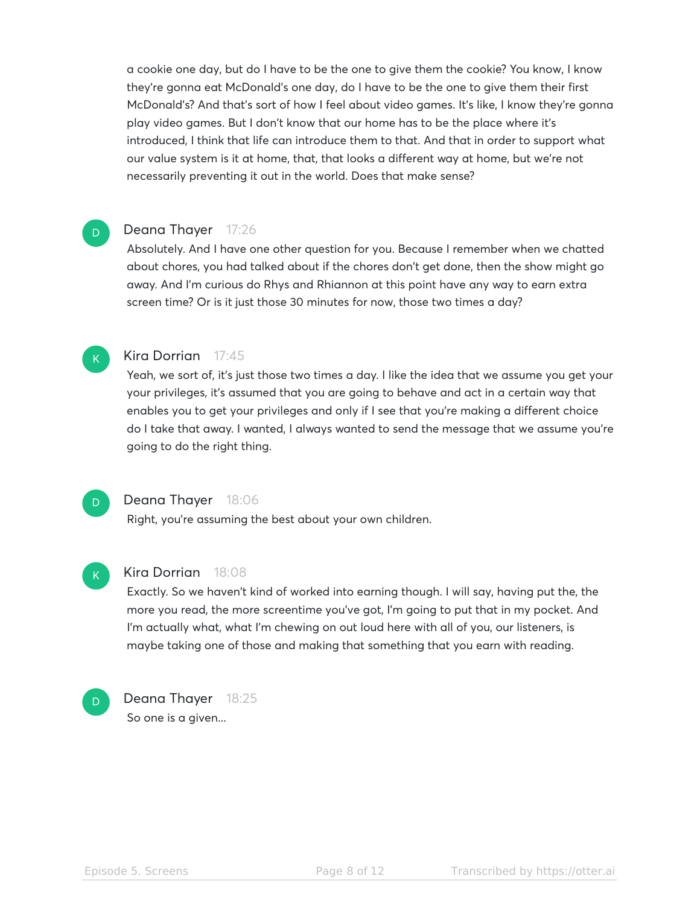a cookie one day, but do I have to be the one to give them the cookie? You know, I know they're gonna eat McDonald's one day, do I have to be the one to give them their first McDonald's? And that's sort of how I feel about video games. It's like, I know they're gonna play video games. But I don't know that our home has to be the place where it's introduced, I think that life can introduce them to that. And that in order to support what our value system is it at home, that, that looks a different way at home, but we're not necessarily preventing it out in the world. Does that make sense?

**Deana Thayer** 17:26

Absolutely. And I have one other question for you. Because I remember when we chatted about chores, you had talked about if the chores don't get done, then the show might go away. And I'm curious do Rhys and Rhiannon at this point have any way to earn extra screen time? Or is it just those 30 minutes for now, those two times a day?

**Kira Dorrian** 17:45

Yeah, we sort of, it's just those two times a day. I like the idea that we assume you get your your privileges, it's assumed that you are going to behave and act in a certain way that enables you to get your privileges and only if I see that you're making a different choice do I take that away. I wanted, I always wanted to send the message that we assume you're going to do the right thing.

**Deana Thayer** 18:06

Right, you're assuming the best about your own children.

**Kira Dorrian** 18:08

Exactly. So we haven't kind of worked into earning though. I will say, having put the, the more you read, the more screentime you've got, I'm going to put that in my pocket. And I'm actually what, what I'm chewing on out loud here with all of you, our listeners, is maybe taking one of those and making that something that you earn with reading.

**Deana Thayer** 18:25

So one is a given...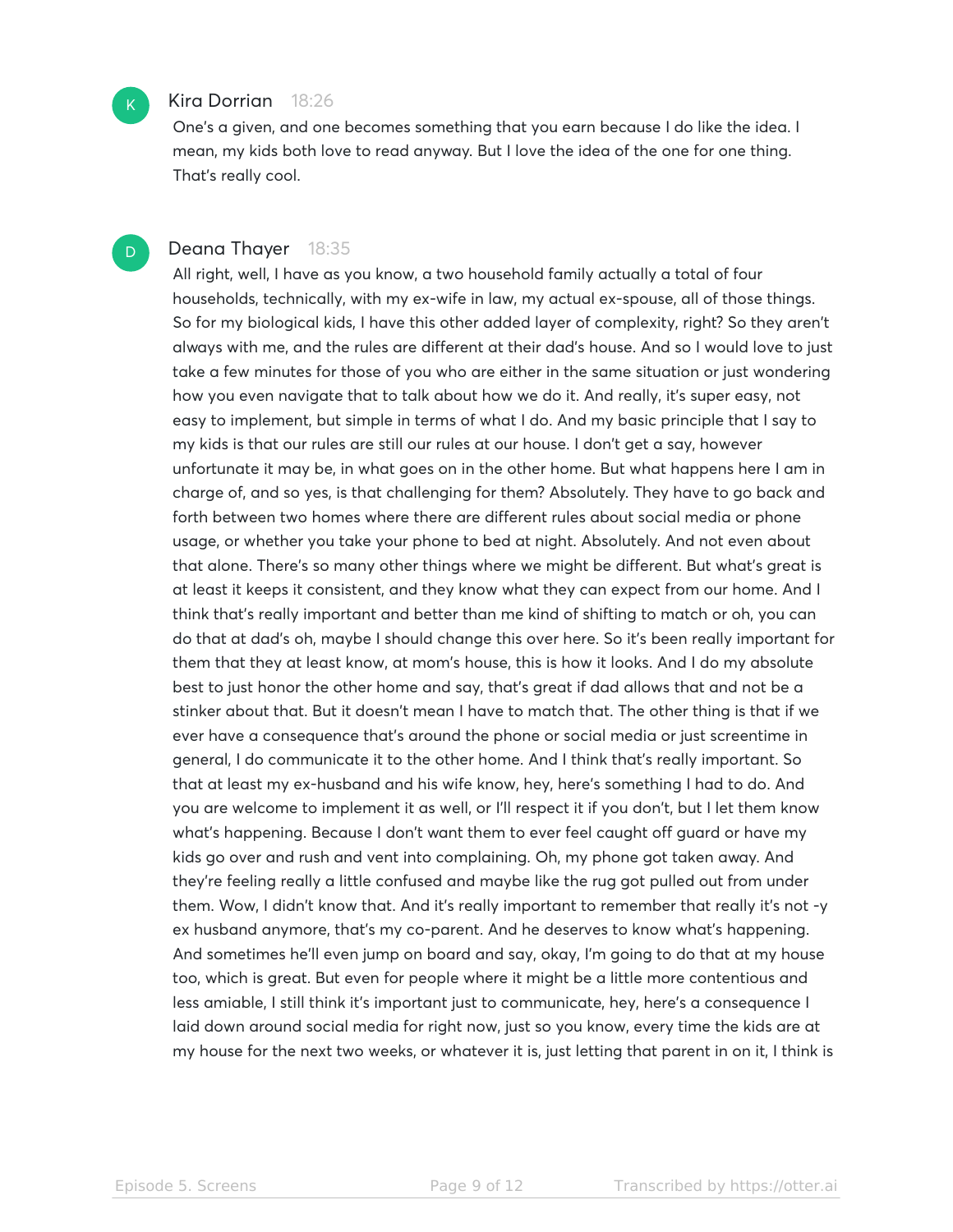**Kira Dorrian** 18:26

One's a given, and one becomes something that you earn because I do like the idea. I mean, my kids both love to read anyway. But I love the idea of the one for one thing. That's really cool.

**Deana Thayer** 18:35

All right, well, I have as you know, a two household family actually a total of four households, technically, with my ex-wife in law, my actual ex-spouse, all of those things. So for my biological kids, I have this other added layer of complexity, right? So they aren't always with me, and the rules are different at their dad's house. And so I would love to just take a few minutes for those of you who are either in the same situation or just wondering how you even navigate that to talk about how we do it. And really, it's super easy, not easy to implement, but simple in terms of what I do. And my basic principle that I say to my kids is that our rules are still our rules at our house. I don't get a say, however unfortunate it may be, in what goes on in the other home. But what happens here I am in charge of, and so yes, is that challenging for them? Absolutely. They have to go back and forth between two homes where there are different rules about social media or phone usage, or whether you take your phone to bed at night. Absolutely. And not even about that alone. There's so many other things where we might be different. But what's great is at least it keeps it consistent, and they know what they can expect from our home. And I think that's really important and better than me kind of shifting to match or oh, you can do that at dad's oh, maybe I should change this over here. So it's been really important for them that they at least know, at mom's house, this is how it looks. And I do my absolute best to just honor the other home and say, that's great if dad allows that and not be a stinker about that. But it doesn't mean I have to match that. The other thing is that if we ever have a consequence that's around the phone or social media or just screentime in general, I do communicate it to the other home. And I think that's really important. So that at least my ex-husband and his wife know, hey, here's something I had to do. And you are welcome to implement it as well, or I'll respect it if you don't, but I let them know what's happening. Because I don't want them to ever feel caught off guard or have my kids go over and rush and vent into complaining. Oh, my phone got taken away. And they're feeling really a little confused and maybe like the rug got pulled out from under them. Wow, I didn't know that. And it's really important to remember that really it's not -y ex husband anymore, that's my co-parent. And he deserves to know what's happening. And sometimes he'll even jump on board and say, okay, I'm going to do that at my house too, which is great. But even for people where it might be a little more contentious and less amiable, I still think it's important just to communicate, hey, here's a consequence I laid down around social media for right now, just so you know, every time the kids are at my house for the next two weeks, or whatever it is, just letting that parent in on it, I think is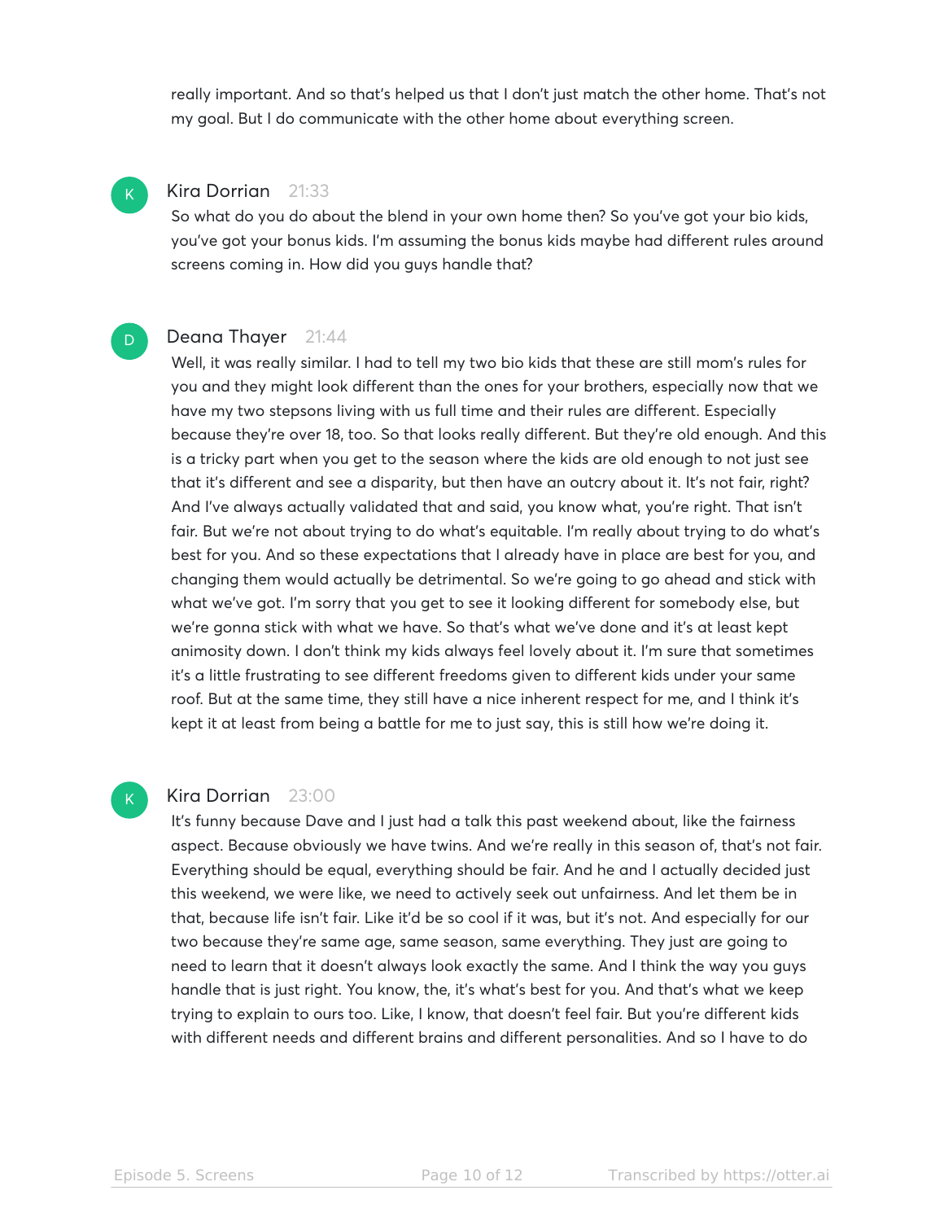really important. And so that's helped us that I don't just match the other home. That's not my goal. But I do communicate with the other home about everything screen.

**Kira Dorrian** 21:33
So what do you do about the blend in your own home then? So you've got your bio kids, you've got your bonus kids. I'm assuming the bonus kids maybe had different rules around screens coming in. How did you guys handle that?

**Deana Thayer** 21:44
Well, it was really similar. I had to tell my two bio kids that these are still mom's rules for you and they might look different than the ones for your brothers, especially now that we have my two stepsons living with us full time and their rules are different. Especially because they're over 18, too. So that looks really different. But they're old enough. And this is a tricky part when you get to the season where the kids are old enough to not just see that it's different and see a disparity, but then have an outcry about it. It's not fair, right? And I've always actually validated that and said, you know what, you're right. That isn't fair. But we're not about trying to do what's equitable. I'm really about trying to do what's best for you. And so these expectations that I already have in place are best for you, and changing them would actually be detrimental. So we're going to go ahead and stick with what we've got. I'm sorry that you get to see it looking different for somebody else, but we're gonna stick with what we have. So that's what we've done and it's at least kept animosity down. I don't think my kids always feel lovely about it. I'm sure that sometimes it's a little frustrating to see different freedoms given to different kids under your same roof. But at the same time, they still have a nice inherent respect for me, and I think it's kept it at least from being a battle for me to just say, this is still how we're doing it.

**Kira Dorrian** 23:00
It's funny because Dave and I just had a talk this past weekend about, like the fairness aspect. Because obviously we have twins. And we're really in this season of, that's not fair. Everything should be equal, everything should be fair. And he and I actually decided just this weekend, we were like, we need to actively seek out unfairness. And let them be in that, because life isn't fair. Like it'd be so cool if it was, but it's not. And especially for our two because they're same age, same season, same everything. They just are going to need to learn that it doesn't always look exactly the same. And I think the way you guys handle that is just right. You know, the, it's what's best for you. And that's what we keep trying to explain to ours too. Like, I know, that doesn't feel fair. But you're different kids with different needs and different brains and different personalities. And so I have to do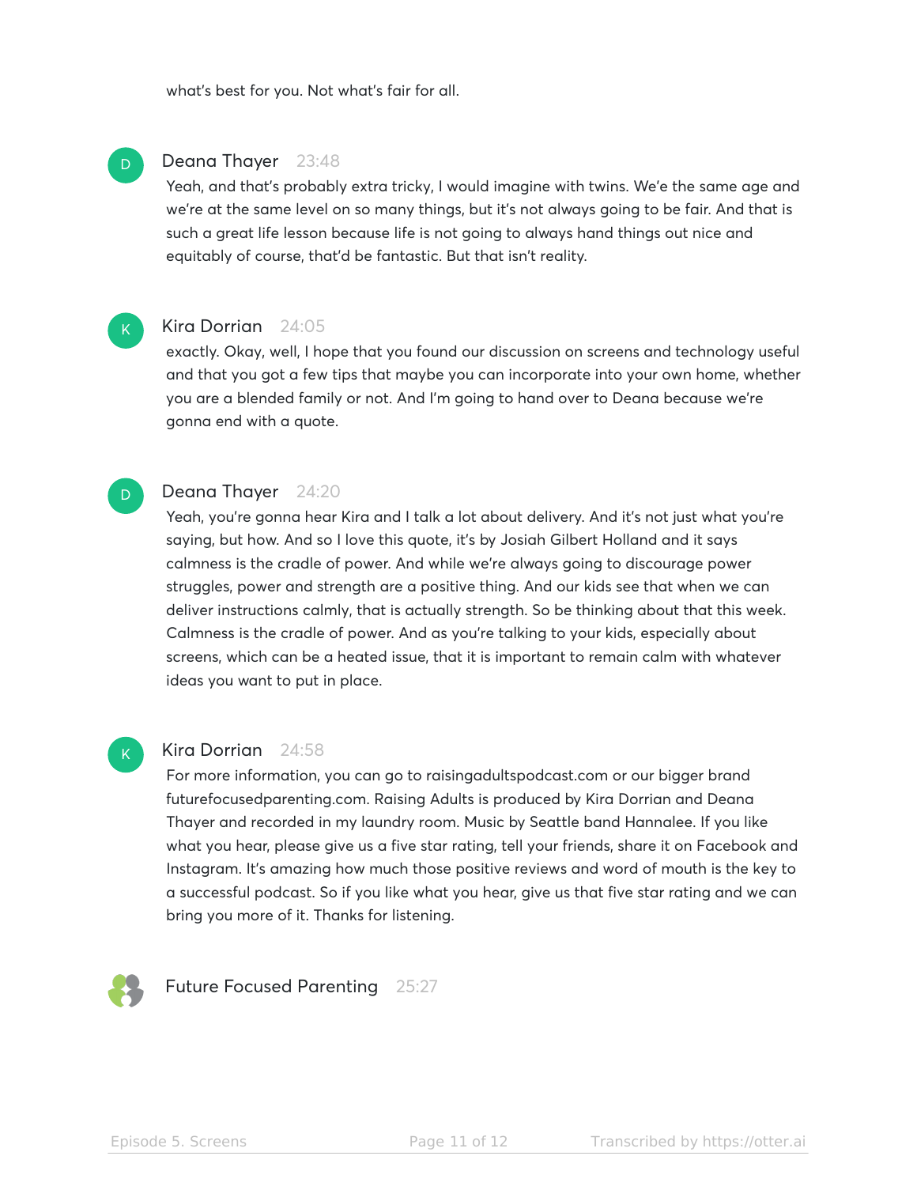what's best for you. Not what's fair for all.

**Deana Thayer** 23:48

Yeah, and that's probably extra tricky, I would imagine with twins. We'e the same age and we're at the same level on so many things, but it's not always going to be fair. And that is such a great life lesson because life is not going to always hand things out nice and equitably of course, that'd be fantastic. But that isn't reality.

**Kira Dorrian** 24:05

exactly. Okay, well, I hope that you found our discussion on screens and technology useful and that you got a few tips that maybe you can incorporate into your own home, whether you are a blended family or not. And I'm going to hand over to Deana because we're gonna end with a quote.

**Deana Thayer** 24:20

Yeah, you're gonna hear Kira and I talk a lot about delivery. And it's not just what you're saying, but how. And so I love this quote, it's by Josiah Gilbert Holland and it says calmness is the cradle of power. And while we're always going to discourage power struggles, power and strength are a positive thing. And our kids see that when we can deliver instructions calmly, that is actually strength. So be thinking about that this week. Calmness is the cradle of power. And as you're talking to your kids, especially about screens, which can be a heated issue, that it is important to remain calm with whatever ideas you want to put in place.

**Kira Dorrian** 24:58

For more information, you can go to raisingadultspodcast.com or our bigger brand futurefocusedparenting.com. Raising Adults is produced by Kira Dorrian and Deana Thayer and recorded in my laundry room. Music by Seattle band Hannalee. If you like what you hear, please give us a five star rating, tell your friends, share it on Facebook and Instagram. It's amazing how much those positive reviews and word of mouth is the key to a successful podcast. So if you like what you hear, give us that five star rating and we can bring you more of it. Thanks for listening.

**Future Focused Parenting** 25:27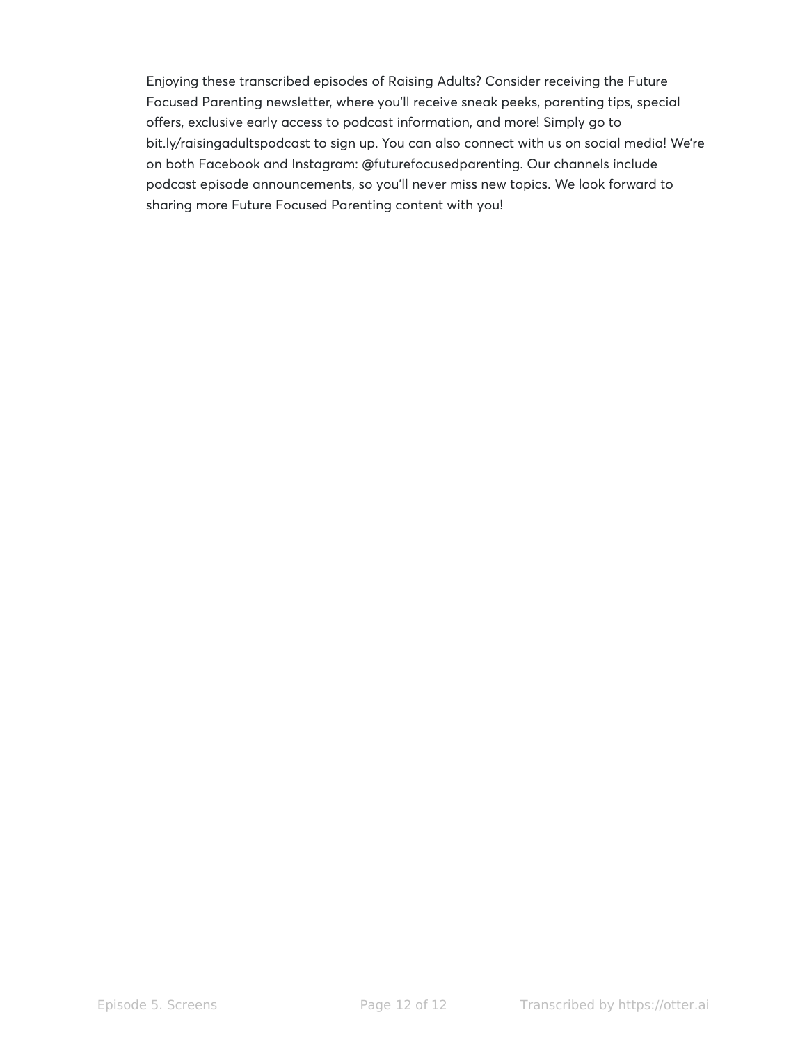Enjoying these transcribed episodes of Raising Adults? Consider receiving the Future Focused Parenting newsletter, where you'll receive sneak peeks, parenting tips, special offers, exclusive early access to podcast information, and more! Simply go to bit.ly/raisingadultspodcast to sign up. You can also connect with us on social media! We're on both Facebook and Instagram: @futurefocusedparenting. Our channels include podcast episode announcements, so you'll never miss new topics. We look forward to sharing more Future Focused Parenting content with you!